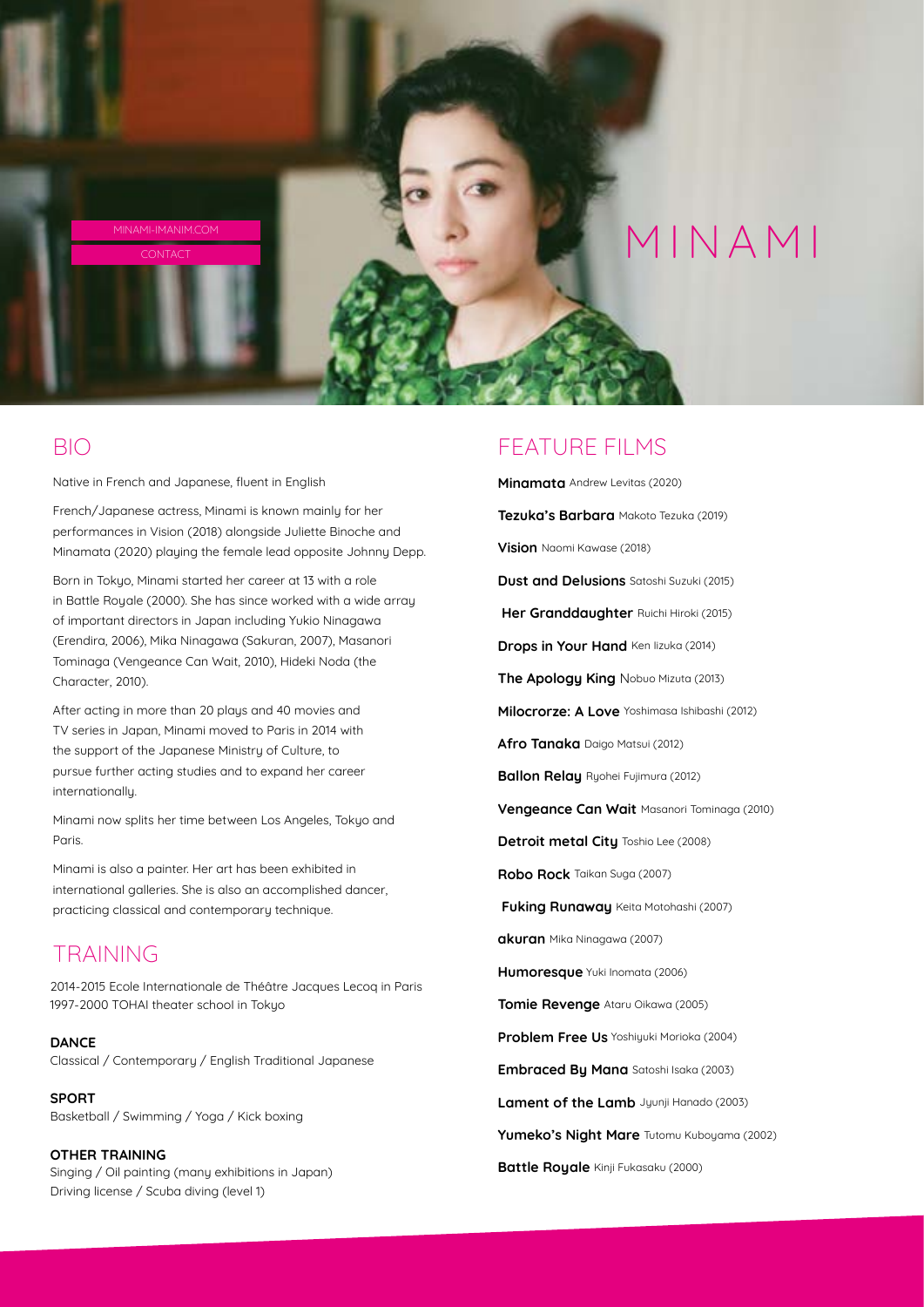MINAMI-IMANIM.COM

CONTACT

# MINAMI

## BIO

Native in French and Japanese, fluent in English

French/Japanese actress, Minami is known mainly for her performances in Vision (2018) alongside Juliette Binoche and Minamata (2020) playing the female lead opposite Johnny Depp.

Born in Tokyo, Minami started her career at 13 with a role in Battle Royale (2000). She has since worked with a wide array of important directors in Japan including Yukio Ninagawa (Erendira, 2006), Mika Ninagawa (Sakuran, 2007), Masanori Tominaga (Vengeance Can Wait, 2010), Hideki Noda (the Character, 2010).

After acting in more than 20 plays and 40 movies and TV series in Japan, Minami moved to Paris in 2014 with the support of the Japanese Ministry of Culture, to pursue further acting studies and to expand her career internationally.

Minami now splits her time between Los Angeles, Tokyo and Paris.

Minami is also a painter. Her art has been exhibited in international galleries. She is also an accomplished dancer, practicing classical and contemporary technique.

## TRAINING

2014-2015 Ecole Internationale de Théâtre Jacques Lecoq in Paris
1997-2000 TOHAI theater school in Tokyo

**DANCE**
Classical / Contemporary / English Traditional Japanese

**SPORT**
Basketball / Swimming / Yoga / Kick boxing

**OTHER TRAINING**
Singing / Oil painting (many exhibitions in Japan)
Driving license / Scuba diving (level 1)

## FEATURE FILMS

**Minamata** Andrew Levitas (2020)

**Tezuka's Barbara** Makoto Tezuka (2019)

**Vision** Naomi Kawase (2018)

**Dust and Delusions** Satoshi Suzuki (2015)

**Her Granddaughter** Ruichi Hiroki (2015)

**Drops in Your Hand** Ken Iizuka (2014)

**The Apology King** Nobuo Mizuta (2013)

**Milocrorze: A Love** Yoshimasa Ishibashi (2012)

**Afro Tanaka** Daigo Matsui (2012)

**Ballon Relay** Ryohei Fujimura (2012)

**Vengeance Can Wait** Masanori Tominaga (2010)

**Detroit metal City** Toshio Lee (2008)

**Robo Rock** Taikan Suga (2007)

**Fuking Runaway** Keita Motohashi (2007)

**akuran** Mika Ninagawa (2007)

**Humoresque** Yuki Inomata (2006)

**Tomie Revenge** Ataru Oikawa (2005)

**Problem Free Us** Yoshiyuki Morioka (2004)

**Embraced By Mana** Satoshi Isaka (2003)

**Lament of the Lamb** Jyunji Hanado (2003)

**Yumeko's Night Mare** Tutomu Kuboyama (2002)

**Battle Royale** Kinji Fukasaku (2000)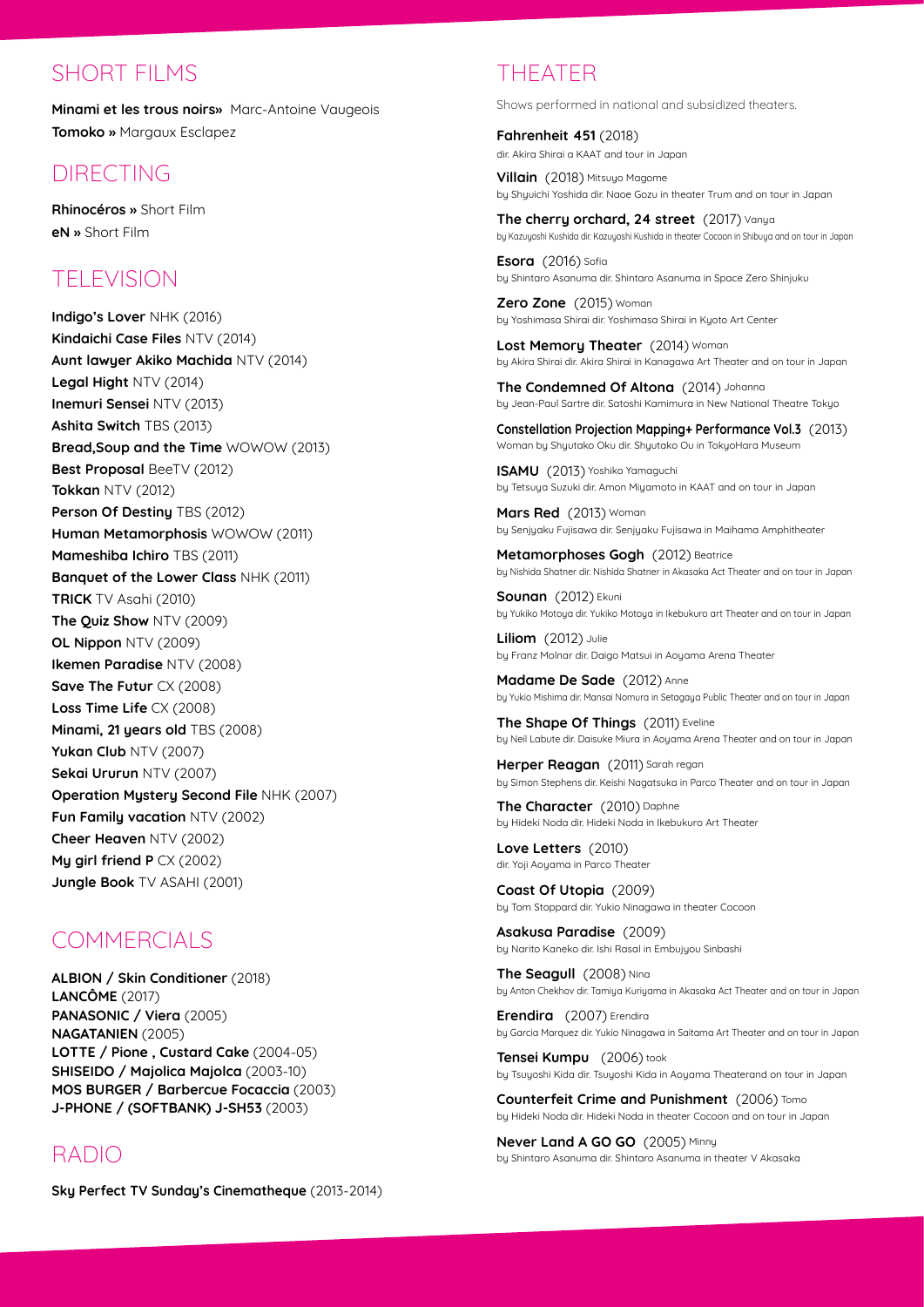## SHORT FILMS

**Minami et les trous noirs»** Marc-Antoine Vaugeois
**Tomoko »** Margaux Esclapez

## DIRECTING

**Rhinocéros »** Short Film
**eN »** Short Film

## TELEVISION

**Indigo's Lover** NHK (2016)
**Kindaichi Case Files** NTV (2014)
**Aunt lawyer Akiko Machida** NTV (2014)
**Legal Hight** NTV (2014)
**Inemuri Sensei** NTV (2013)
**Ashita Switch** TBS (2013)
**Bread,Soup and the Time** WOWOW (2013)
**Best Proposal** BeeTV (2012)
**Tokkan** NTV (2012)
**Person Of Destiny** TBS (2012)
**Human Metamorphosis** WOWOW (2011)
**Mameshiba Ichiro** TBS (2011)
**Banquet of the Lower Class** NHK (2011)
**TRICK** TV Asahi (2010)
**The Quiz Show** NTV (2009)
**OL Nippon** NTV (2009)
**Ikemen Paradise** NTV (2008)
**Save The Futur** CX (2008)
**Loss Time Life** CX (2008)
**Minami, 21 years old** TBS (2008)
**Yukan Club** NTV (2007)
**Sekai Ururun** NTV (2007)
**Operation Mystery Second File** NHK (2007)
**Fun Family vacation** NTV (2002)
**Cheer Heaven** NTV (2002)
**My girl friend P** CX (2002)
**Jungle Book** TV ASAHI (2001)

## COMMERCIALS

**ALBION / Skin Conditioner** (2018)
**LANCÔME** (2017)
**PANASONIC / Viera** (2005)
**NAGATANIEN** (2005)
**LOTTE / Pione , Custard Cake** (2004-05)
**SHISEIDO / Majolica Majolca** (2003-10)
**MOS BURGER / Barbercue Focaccia** (2003)
**J-PHONE / (SOFTBANK) J-SH53** (2003)

## RADIO

**Sky Perfect TV Sunday's Cinematheque** (2013-2014)

## THEATER

Shows performed in national and subsidized theaters.

**Fahrenheit 451** (2018)
dir. Akira Shirai a KAAT and tour in Japan

**Villain** (2018) Mitsuyo Magome
by Shyuichi Yoshida dir. Naoe Gozu in theater Trum and on tour in Japan

**The cherry orchard, 24 street** (2017) Vanya
by Kazuyoshi Kushida dir. Kazuyoshi Kushida in theater Cocoon in Shibuya and on tour in Japan

**Esora** (2016) Sofia
by Shintaro Asanuma dir. Shintaro Asanuma in Space Zero Shinjuku

**Zero Zone** (2015) Woman
by Yoshimasa Shirai dir. Yoshimasa Shirai in Kyoto Art Center

**Lost Memory Theater** (2014) Woman
by Akira Shirai dir. Akira Shirai in Kanagawa Art Theater and on tour in Japan

**The Condemned Of Altona** (2014) Johanna
by Jean-Paul Sartre dir. Satoshi Kamimura in New National Theatre Tokyo

**Constellation Projection Mapping+ Performance Vol.3** (2013)
Woman by Shyutako Oku dir. Shyutako Ou in TokyoHara Museum

**ISAMU** (2013) Yoshiko Yamaguchi
by Tetsuya Suzuki dir. Amon Miyamoto in KAAT and on tour in Japan

**Mars Red** (2013) Woman
by Senjyaku Fujisawa dir. Senjyaku Fujisawa in Maihama Amphitheater

**Metamorphoses Gogh** (2012) Beatrice
by Nishida Shatner dir. Nishida Shatner in Akasaka Act Theater and on tour in Japan

**Sounan** (2012) Ekuni
by Yukiko Motoya dir. Yukiko Motoya in Ikebukuro art Theater and on tour in Japan

**Liliom** (2012) Julie
by Franz Molnar dir. Daigo Matsui in Aoyama Arena Theater

**Madame De Sade** (2012) Anne
by Yukio Mishima dir. Mansai Nomura in Setagaya Public Theater and on tour in Japan

**The Shape Of Things** (2011) Eveline
by Neil Labute dir. Daisuke Miura in Aoyama Arena Theater and on tour in Japan

**Herper Reagan** (2011) Sarah regan
by Simon Stephens dir. Keishi Nagatsuka in Parco Theater and on tour in Japan

**The Character** (2010) Daphne
by Hideki Noda dir. Hideki Noda in Ikebukuro Art Theater

**Love Letters** (2010)
dir. Yoji Aoyama in Parco Theater

**Coast Of Utopia** (2009)
by Tom Stoppard dir. Yukio Ninagawa in theater Cocoon

**Asakusa Paradise** (2009)
by Narito Kaneko dir. Ishi Rasal in Embujyou Sinbashi

**The Seagull** (2008) Nina
by Anton Chekhov dir. Tamiya Kuriyama in Akasaka Act Theater and on tour in Japan

**Erendira** (2007) Erendira
by Garcia Marquez dir. Yukio Ninagawa in Saitama Art Theater and on tour in Japan

**Tensei Kumpu** (2006) took
by Tsuyoshi Kida dir. Tsuyoshi Kida in Aoyama Theaterand on tour in Japan

**Counterfeit Crime and Punishment** (2006) Tomo
by Hideki Noda dir. Hideki Noda in theater Cocoon and on tour in Japan

**Never Land A GO GO** (2005) Minny
by Shintaro Asanuma dir. Shintaro Asanuma in theater V Akasaka